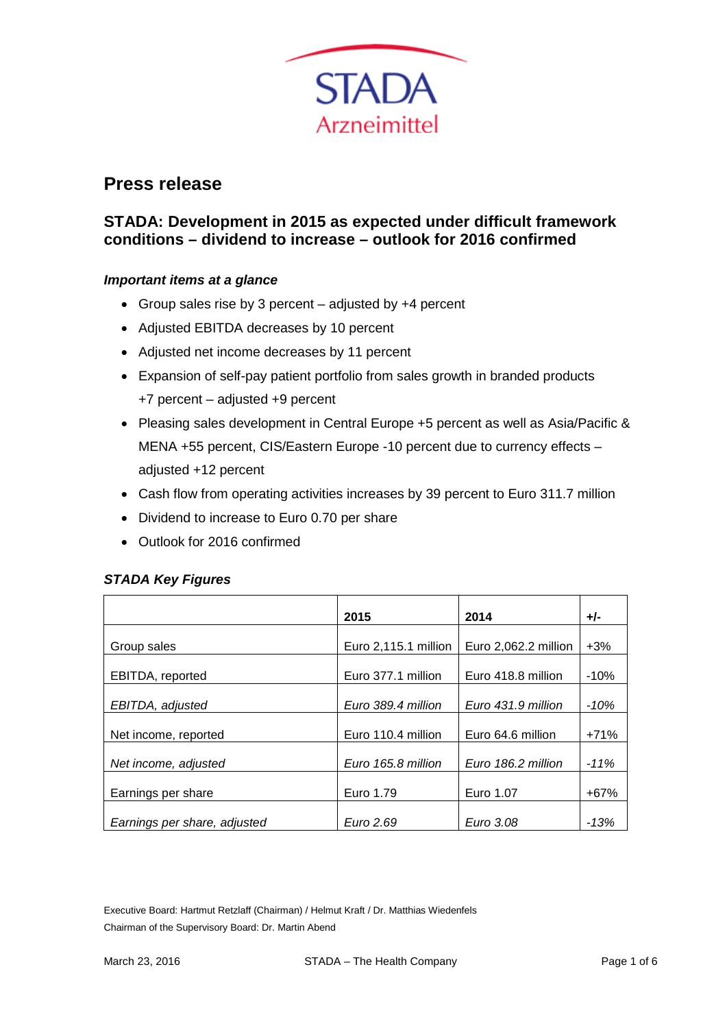# Press release

## STADA: Development in 2015 as expected under difficult framework conditions – dividend to increase – outlook for 2016 confirmed

### *Important items at a glance*

- Group sales rise by 3 percent – adjusted by +4 percent
- Adjusted EBITDA decreases by 10 percent
- Adjusted net income decreases by 11 percent
- Expansion of self-pay patient portfolio from sales growth in branded products +7 percent – adjusted +9 percent
- Pleasing sales development in Central Europe +5 percent as well as Asia/Pacific & MENA +55 percent, CIS/Eastern Europe -10 percent due to currency effects – adjusted +12 percent
- Cash flow from operating activities increases by 39 percent to Euro 311.7 million
- Dividend to increase to Euro 0.70 per share
- Outlook for 2016 confirmed

### *STADA Key Figures*

| | 2015 | 2014 | +/- |
|---|---|---|---|
| Group sales | Euro 2,115.1 million | Euro 2,062.2 million | +3% |
| EBITDA, reported | Euro 377.1 million | Euro 418.8 million | -10% |
| *EBITDA, adjusted* | *Euro 389.4 million* | *Euro 431.9 million* | *-10%* |
| Net income, reported | Euro 110.4 million | Euro 64.6 million | +71% |
| *Net income, adjusted* | *Euro 165.8 million* | *Euro 186.2 million* | *-11%* |
| Earnings per share | Euro 1.79 | Euro 1.07 | +67% |
| *Earnings per share, adjusted* | *Euro 2.69* | *Euro 3.08* | *-13%* |

Executive Board: Hartmut Retzlaff (Chairman) / Helmut Kraft / Dr. Matthias Wiedenfels
Chairman of the Supervisory Board: Dr. Martin Abend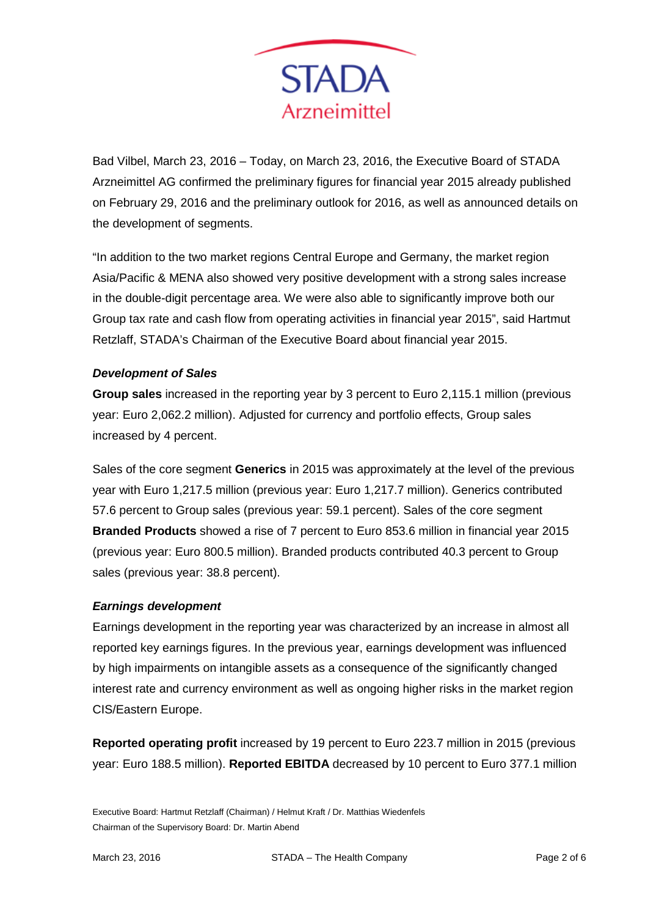Bad Vilbel, March 23, 2016 – Today, on March 23, 2016, the Executive Board of STADA Arzneimittel AG confirmed the preliminary figures for financial year 2015 already published on February 29, 2016 and the preliminary outlook for 2016, as well as announced details on the development of segments.

"In addition to the two market regions Central Europe and Germany, the market region Asia/Pacific & MENA also showed very positive development with a strong sales increase in the double-digit percentage area. We were also able to significantly improve both our Group tax rate and cash flow from operating activities in financial year 2015", said Hartmut Retzlaff, STADA's Chairman of the Executive Board about financial year 2015.

***Development of Sales***

**Group sales** increased in the reporting year by 3 percent to Euro 2,115.1 million (previous year: Euro 2,062.2 million). Adjusted for currency and portfolio effects, Group sales increased by 4 percent.

Sales of the core segment **Generics** in 2015 was approximately at the level of the previous year with Euro 1,217.5 million (previous year: Euro 1,217.7 million). Generics contributed 57.6 percent to Group sales (previous year: 59.1 percent). Sales of the core segment **Branded Products** showed a rise of 7 percent to Euro 853.6 million in financial year 2015 (previous year: Euro 800.5 million). Branded products contributed 40.3 percent to Group sales (previous year: 38.8 percent).

***Earnings development***

Earnings development in the reporting year was characterized by an increase in almost all reported key earnings figures. In the previous year, earnings development was influenced by high impairments on intangible assets as a consequence of the significantly changed interest rate and currency environment as well as ongoing higher risks in the market region CIS/Eastern Europe.

**Reported operating profit** increased by 19 percent to Euro 223.7 million in 2015 (previous year: Euro 188.5 million). **Reported EBITDA** decreased by 10 percent to Euro 377.1 million

Executive Board: Hartmut Retzlaff (Chairman) / Helmut Kraft / Dr. Matthias Wiedenfels
Chairman of the Supervisory Board: Dr. Martin Abend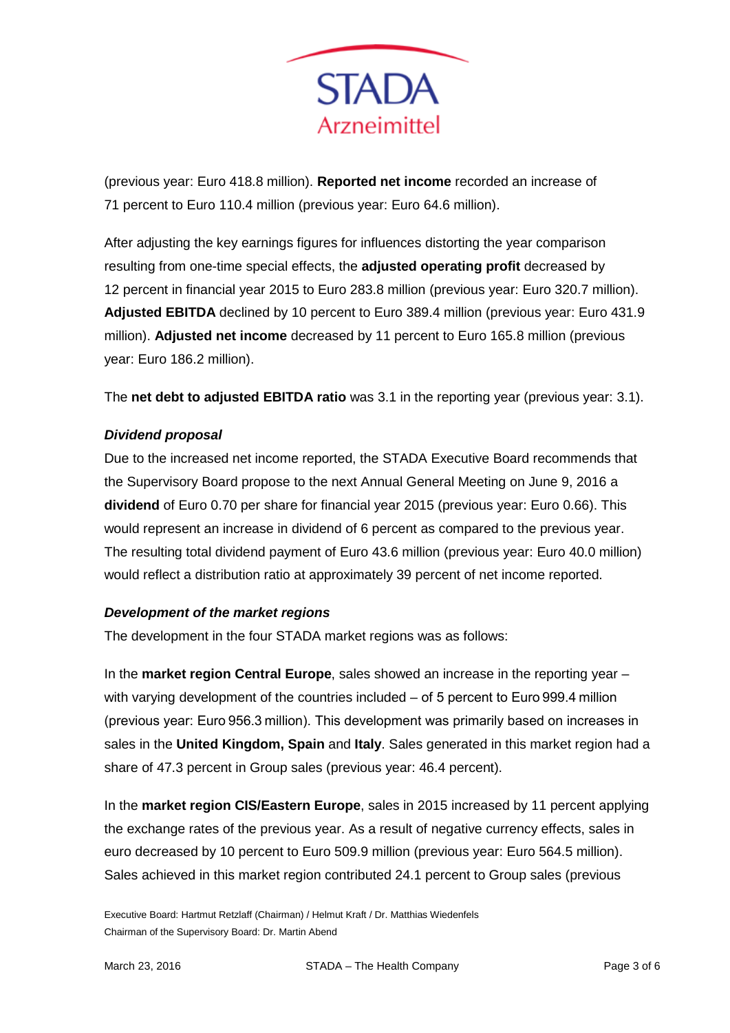(previous year: Euro 418.8 million). **Reported net income** recorded an increase of 71 percent to Euro 110.4 million (previous year: Euro 64.6 million).

After adjusting the key earnings figures for influences distorting the year comparison resulting from one-time special effects, the **adjusted operating profit** decreased by 12 percent in financial year 2015 to Euro 283.8 million (previous year: Euro 320.7 million). **Adjusted EBITDA** declined by 10 percent to Euro 389.4 million (previous year: Euro 431.9 million). **Adjusted net income** decreased by 11 percent to Euro 165.8 million (previous year: Euro 186.2 million).

The **net debt to adjusted EBITDA ratio** was 3.1 in the reporting year (previous year: 3.1).

***Dividend proposal***

Due to the increased net income reported, the STADA Executive Board recommends that the Supervisory Board propose to the next Annual General Meeting on June 9, 2016 a **dividend** of Euro 0.70 per share for financial year 2015 (previous year: Euro 0.66). This would represent an increase in dividend of 6 percent as compared to the previous year. The resulting total dividend payment of Euro 43.6 million (previous year: Euro 40.0 million) would reflect a distribution ratio at approximately 39 percent of net income reported.

***Development of the market regions***

The development in the four STADA market regions was as follows:

In the **market region Central Europe**, sales showed an increase in the reporting year – with varying development of the countries included – of 5 percent to Euro 999.4 million (previous year: Euro 956.3 million). This development was primarily based on increases in sales in the **United Kingdom, Spain** and **Italy**. Sales generated in this market region had a share of 47.3 percent in Group sales (previous year: 46.4 percent).

In the **market region CIS/Eastern Europe**, sales in 2015 increased by 11 percent applying the exchange rates of the previous year. As a result of negative currency effects, sales in euro decreased by 10 percent to Euro 509.9 million (previous year: Euro 564.5 million). Sales achieved in this market region contributed 24.1 percent to Group sales (previous

Executive Board: Hartmut Retzlaff (Chairman) / Helmut Kraft / Dr. Matthias Wiedenfels
Chairman of the Supervisory Board: Dr. Martin Abend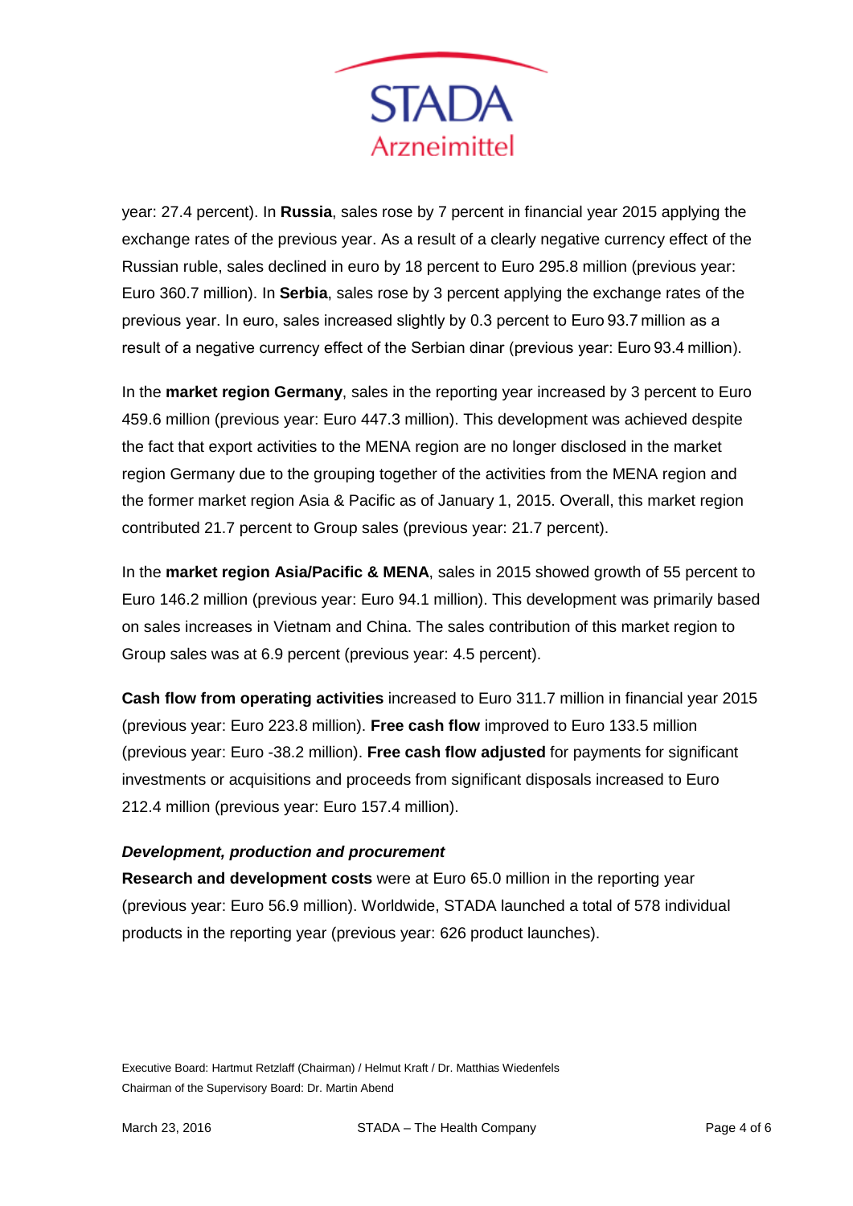year: 27.4 percent). In **Russia**, sales rose by 7 percent in financial year 2015 applying the exchange rates of the previous year. As a result of a clearly negative currency effect of the Russian ruble, sales declined in euro by 18 percent to Euro 295.8 million (previous year: Euro 360.7 million). In **Serbia**, sales rose by 3 percent applying the exchange rates of the previous year. In euro, sales increased slightly by 0.3 percent to Euro 93.7 million as a result of a negative currency effect of the Serbian dinar (previous year: Euro 93.4 million).

In the **market region Germany**, sales in the reporting year increased by 3 percent to Euro 459.6 million (previous year: Euro 447.3 million). This development was achieved despite the fact that export activities to the MENA region are no longer disclosed in the market region Germany due to the grouping together of the activities from the MENA region and the former market region Asia & Pacific as of January 1, 2015. Overall, this market region contributed 21.7 percent to Group sales (previous year: 21.7 percent).

In the **market region Asia/Pacific & MENA**, sales in 2015 showed growth of 55 percent to Euro 146.2 million (previous year: Euro 94.1 million). This development was primarily based on sales increases in Vietnam and China. The sales contribution of this market region to Group sales was at 6.9 percent (previous year: 4.5 percent).

**Cash flow from operating activities** increased to Euro 311.7 million in financial year 2015 (previous year: Euro 223.8 million). **Free cash flow** improved to Euro 133.5 million (previous year: Euro -38.2 million). **Free cash flow adjusted** for payments for significant investments or acquisitions and proceeds from significant disposals increased to Euro 212.4 million (previous year: Euro 157.4 million).

***Development, production and procurement***

**Research and development costs** were at Euro 65.0 million in the reporting year (previous year: Euro 56.9 million). Worldwide, STADA launched a total of 578 individual products in the reporting year (previous year: 626 product launches).

Executive Board: Hartmut Retzlaff (Chairman) / Helmut Kraft / Dr. Matthias Wiedenfels
Chairman of the Supervisory Board: Dr. Martin Abend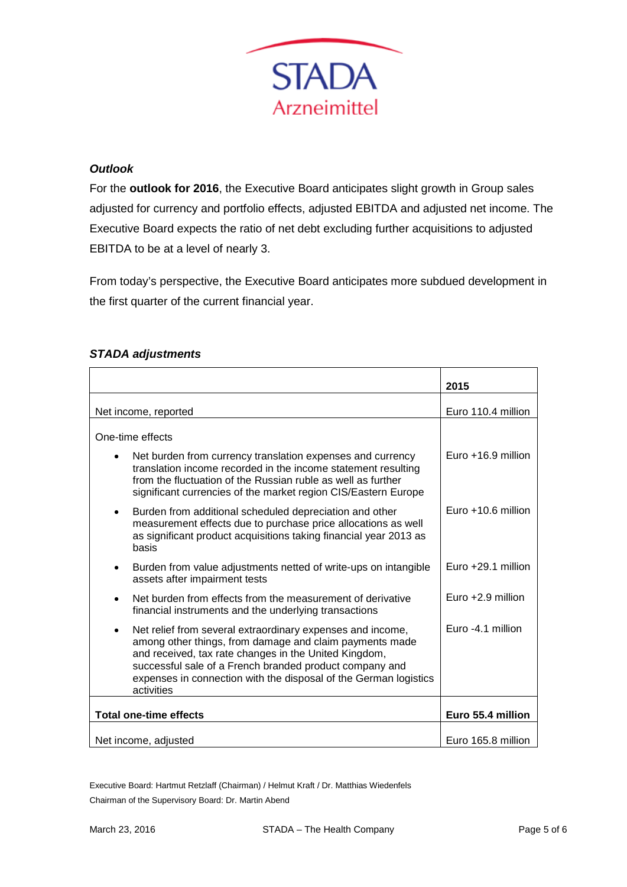### *Outlook*

For the **outlook for 2016**, the Executive Board anticipates slight growth in Group sales adjusted for currency and portfolio effects, adjusted EBITDA and adjusted net income. The Executive Board expects the ratio of net debt excluding further acquisitions to adjusted EBITDA to be at a level of nearly 3.

From today's perspective, the Executive Board anticipates more subdued development in the first quarter of the current financial year.

### *STADA adjustments*

| | **2015** |
|---|---|
| Net income, reported | Euro 110.4 million |
| One-time effects | |
| • Net burden from currency translation expenses and currency translation income recorded in the income statement resulting from the fluctuation of the Russian ruble as well as further significant currencies of the market region CIS/Eastern Europe | Euro +16.9 million |
| • Burden from additional scheduled depreciation and other measurement effects due to purchase price allocations as well as significant product acquisitions taking financial year 2013 as basis | Euro +10.6 million |
| • Burden from value adjustments netted of write-ups on intangible assets after impairment tests | Euro +29.1 million |
| • Net burden from effects from the measurement of derivative financial instruments and the underlying transactions | Euro +2.9 million |
| • Net relief from several extraordinary expenses and income, among other things, from damage and claim payments made and received, tax rate changes in the United Kingdom, successful sale of a French branded product company and expenses in connection with the disposal of the German logistics activities | Euro -4.1 million |
| **Total one-time effects** | **Euro 55.4 million** |
| Net income, adjusted | Euro 165.8 million |

Executive Board: Hartmut Retzlaff (Chairman) / Helmut Kraft / Dr. Matthias Wiedenfels
Chairman of the Supervisory Board: Dr. Martin Abend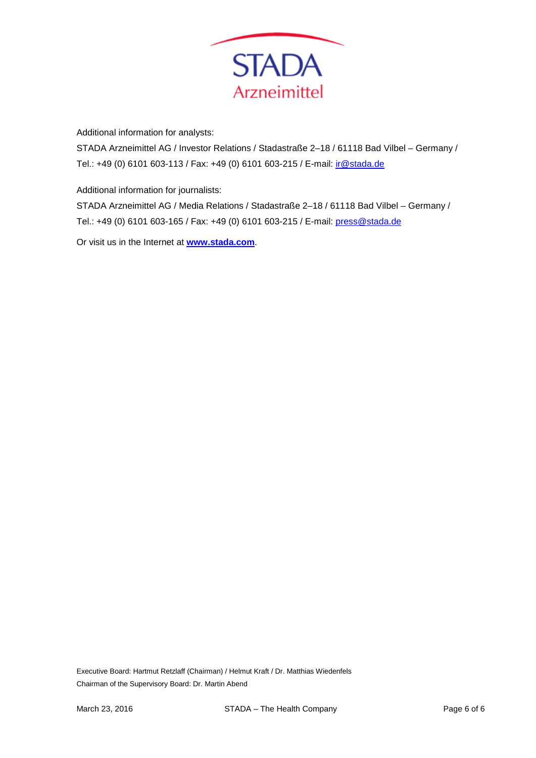Additional information for analysts:

STADA Arzneimittel AG / Investor Relations / Stadastraße 2–18 / 61118 Bad Vilbel – Germany / Tel.: +49 (0) 6101 603-113 / Fax: +49 (0) 6101 603-215 / E-mail: ir@stada.de

Additional information for journalists:

STADA Arzneimittel AG / Media Relations / Stadastraße 2–18 / 61118 Bad Vilbel – Germany / Tel.: +49 (0) 6101 603-165 / Fax: +49 (0) 6101 603-215 / E-mail: press@stada.de

Or visit us in the Internet at **www.stada.com**.

Executive Board: Hartmut Retzlaff (Chairman) / Helmut Kraft / Dr. Matthias Wiedenfels
Chairman of the Supervisory Board: Dr. Martin Abend